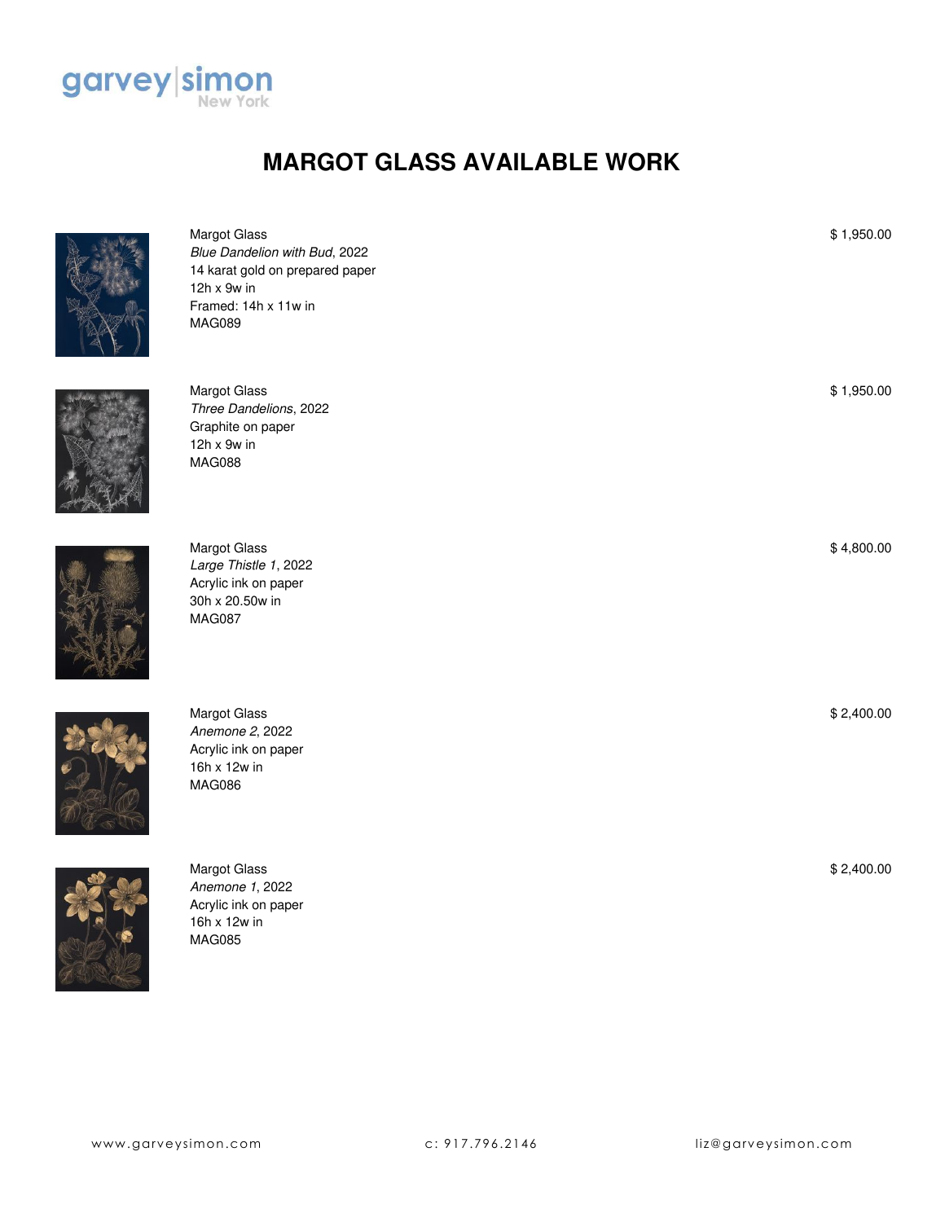# MARGOT GLASS AVAILABLE WORK

Margot Glass
*Blue Dandelion with Bud*, 2022
14 karat gold on prepared paper
12h x 9w in
Framed: 14h x 11w in
MAG089

$ 1,950.00

Margot Glass
*Three Dandelions*, 2022
Graphite on paper
12h x 9w in
MAG088

$ 1,950.00

Margot Glass
*Large Thistle 1*, 2022
Acrylic ink on paper
30h x 20.50w in
MAG087

$ 4,800.00

Margot Glass
*Anemone 2*, 2022
Acrylic ink on paper
16h x 12w in
MAG086

$ 2,400.00

Margot Glass
*Anemone 1*, 2022
Acrylic ink on paper
16h x 12w in
MAG085

$ 2,400.00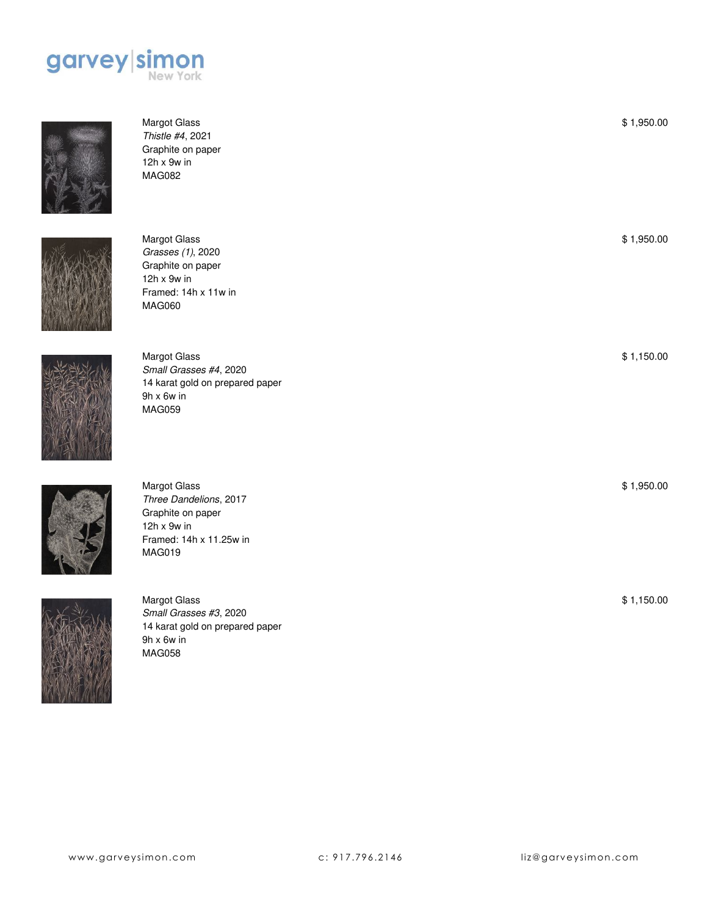garvey|simon
New York

Margot Glass
*Thistle #4*, 2021
Graphite on paper
12h x 9w in
MAG082

$ 1,950.00

Margot Glass
*Grasses (1)*, 2020
Graphite on paper
12h x 9w in
Framed: 14h x 11w in
MAG060

$ 1,950.00

Margot Glass
*Small Grasses #4*, 2020
14 karat gold on prepared paper
9h x 6w in
MAG059

$ 1,150.00

Margot Glass
*Three Dandelions*, 2017
Graphite on paper
12h x 9w in
Framed: 14h x 11.25w in
MAG019

$ 1,950.00

Margot Glass
*Small Grasses #3*, 2020
14 karat gold on prepared paper
9h x 6w in
MAG058

$ 1,150.00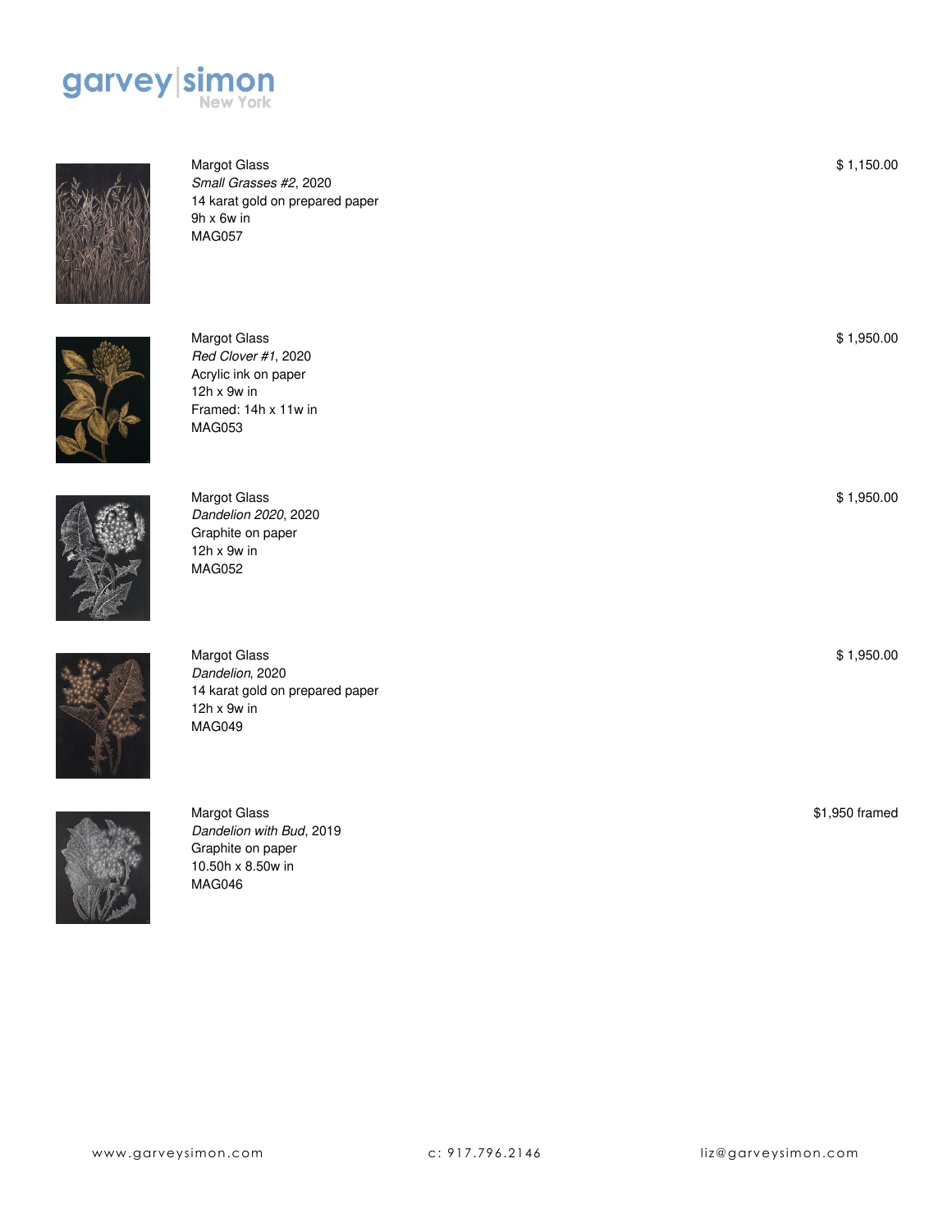Margot Glass
*Small Grasses #2*, 2020
14 karat gold on prepared paper
9h x 6w in
MAG057

$ 1,150.00

Margot Glass
*Red Clover #1*, 2020
Acrylic ink on paper
12h x 9w in
Framed: 14h x 11w in
MAG053

$ 1,950.00

Margot Glass
*Dandelion 2020*, 2020
Graphite on paper
12h x 9w in
MAG052

$ 1,950.00

Margot Glass
*Dandelion*, 2020
14 karat gold on prepared paper
12h x 9w in
MAG049

$ 1,950.00

Margot Glass
*Dandelion with Bud*, 2019
Graphite on paper
10.50h x 8.50w in
MAG046

$1,950 framed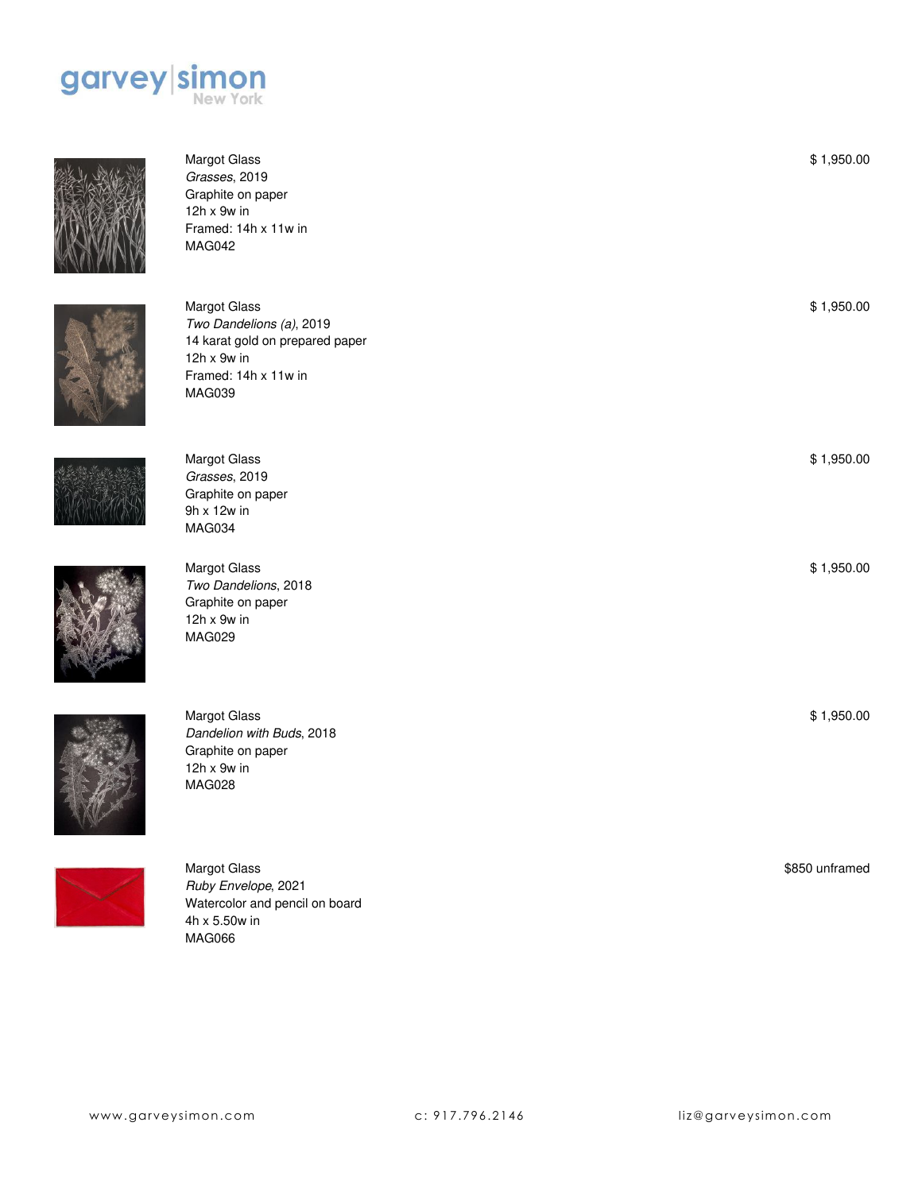Margot Glass
*Grasses*, 2019
Graphite on paper
12h x 9w in
Framed: 14h x 11w in
MAG042

$ 1,950.00

Margot Glass
*Two Dandelions (a)*, 2019
14 karat gold on prepared paper
12h x 9w in
Framed: 14h x 11w in
MAG039

$ 1,950.00

Margot Glass
*Grasses*, 2019
Graphite on paper
9h x 12w in
MAG034

$ 1,950.00

Margot Glass
*Two Dandelions*, 2018
Graphite on paper
12h x 9w in
MAG029

$ 1,950.00

Margot Glass
*Dandelion with Buds*, 2018
Graphite on paper
12h x 9w in
MAG028

$ 1,950.00

Margot Glass
*Ruby Envelope*, 2021
Watercolor and pencil on board
4h x 5.50w in
MAG066

$850 unframed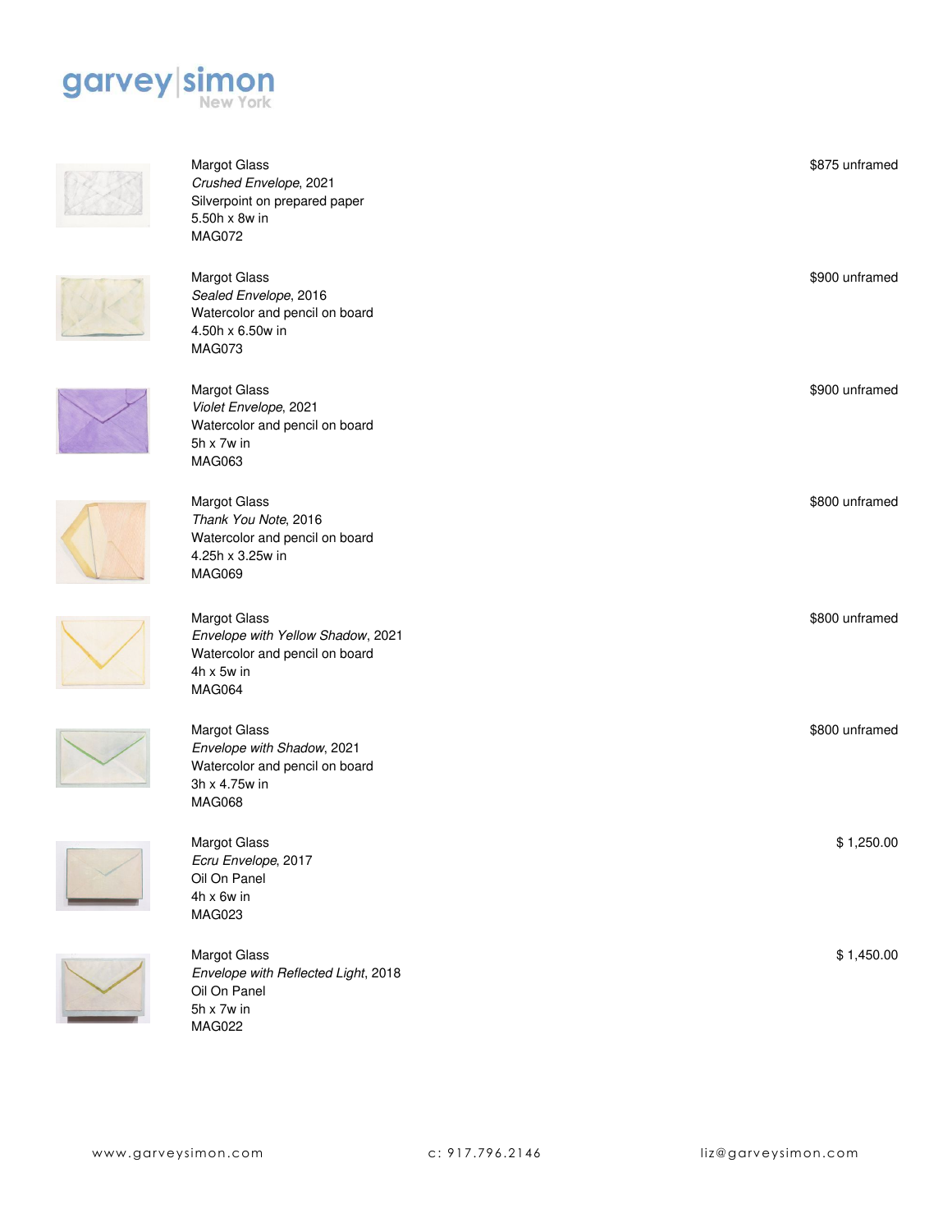garvey|simon New York

Margot Glass
*Crushed Envelope*, 2021
Silverpoint on prepared paper
5.50h x 8w in
MAG072

$875 unframed

Margot Glass
*Sealed Envelope*, 2016
Watercolor and pencil on board
4.50h x 6.50w in
MAG073

$900 unframed

Margot Glass
*Violet Envelope*, 2021
Watercolor and pencil on board
5h x 7w in
MAG063

$900 unframed

Margot Glass
*Thank You Note*, 2016
Watercolor and pencil on board
4.25h x 3.25w in
MAG069

$800 unframed

Margot Glass
*Envelope with Yellow Shadow*, 2021
Watercolor and pencil on board
4h x 5w in
MAG064

$800 unframed

Margot Glass
*Envelope with Shadow*, 2021
Watercolor and pencil on board
3h x 4.75w in
MAG068

$800 unframed

Margot Glass
*Ecru Envelope*, 2017
Oil On Panel
4h x 6w in
MAG023

$ 1,250.00

Margot Glass
*Envelope with Reflected Light*, 2018
Oil On Panel
5h x 7w in
MAG022

$ 1,450.00

www.garveysimon.com c: 917.796.2146 liz@garveysimon.com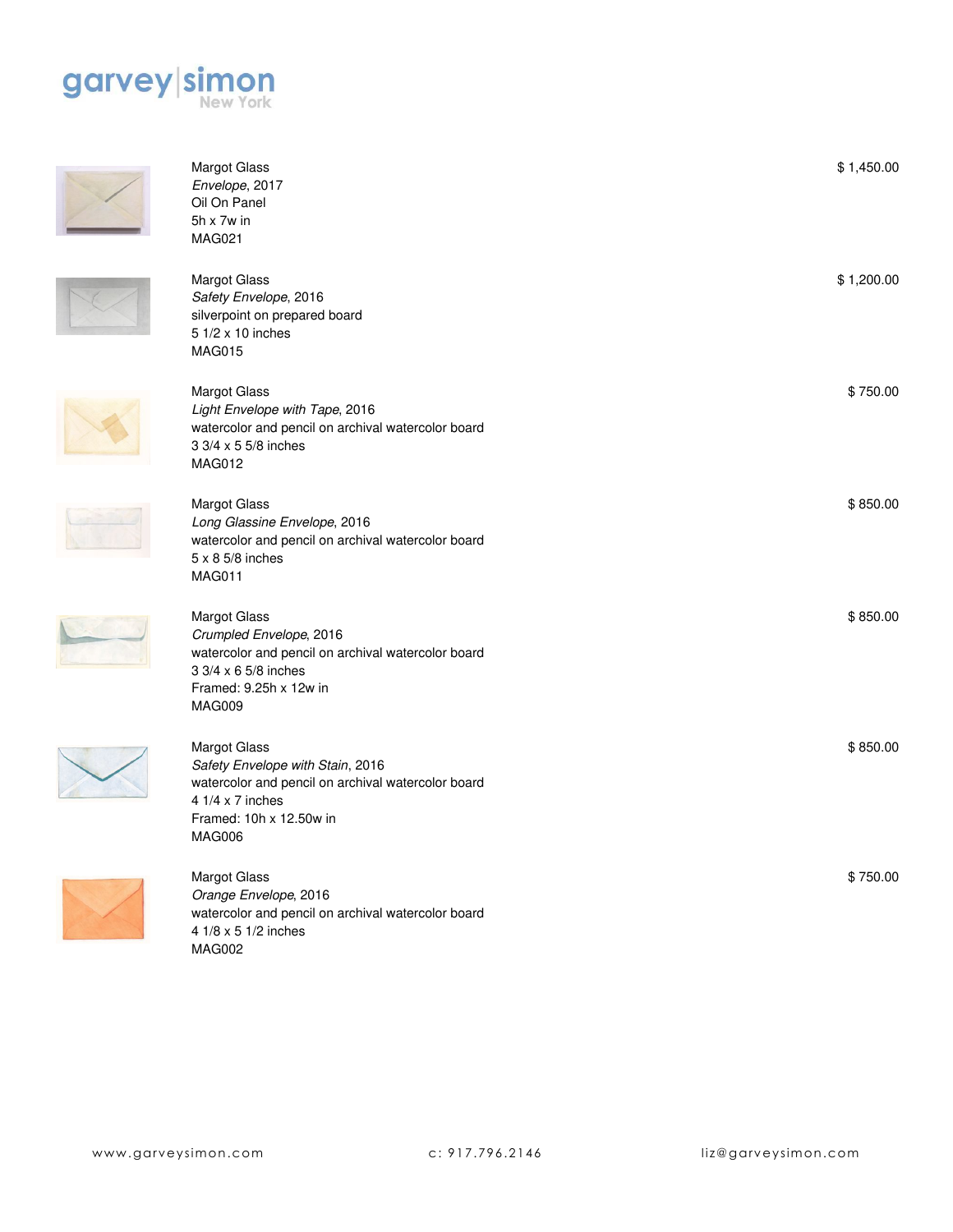Margot Glass
*Envelope*, 2017
Oil On Panel
5h x 7w in
MAG021

$ 1,450.00

Margot Glass
*Safety Envelope*, 2016
silverpoint on prepared board
5 1/2 x 10 inches
MAG015

$ 1,200.00

Margot Glass
*Light Envelope with Tape*, 2016
watercolor and pencil on archival watercolor board
3 3/4 x 5 5/8 inches
MAG012

$ 750.00

Margot Glass
*Long Glassine Envelope*, 2016
watercolor and pencil on archival watercolor board
5 x 8 5/8 inches
MAG011

$ 850.00

Margot Glass
*Crumpled Envelope*, 2016
watercolor and pencil on archival watercolor board
3 3/4 x 6 5/8 inches
Framed: 9.25h x 12w in
MAG009

$ 850.00

Margot Glass
*Safety Envelope with Stain*, 2016
watercolor and pencil on archival watercolor board
4 1/4 x 7 inches
Framed: 10h x 12.50w in
MAG006

$ 850.00

Margot Glass
*Orange Envelope*, 2016
watercolor and pencil on archival watercolor board
4 1/8 x 5 1/2 inches
MAG002

$ 750.00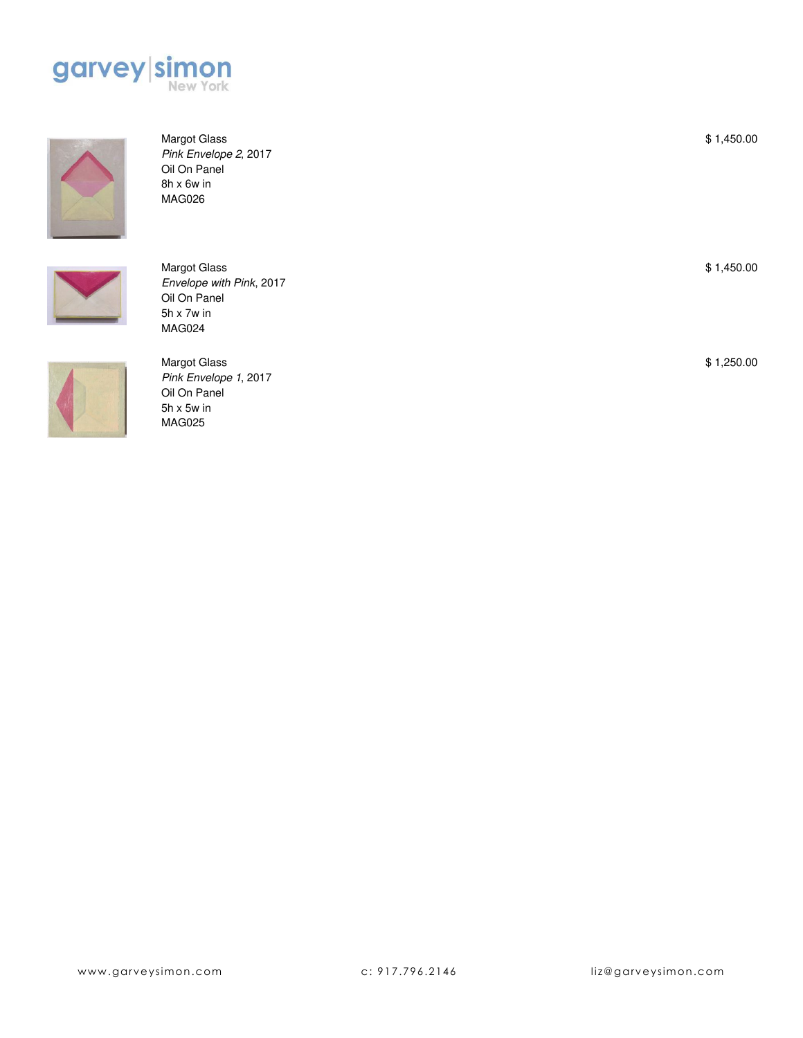garvey|simon New York

Margot Glass
*Pink Envelope 2*, 2017
Oil On Panel
8h x 6w in
MAG026

$ 1,450.00

Margot Glass
*Envelope with Pink*, 2017
Oil On Panel
5h x 7w in
MAG024

$ 1,450.00

Margot Glass
*Pink Envelope 1*, 2017
Oil On Panel
5h x 5w in
MAG025

$ 1,250.00

www.garveysimon.com c: 917.796.2146 liz@garveysimon.com